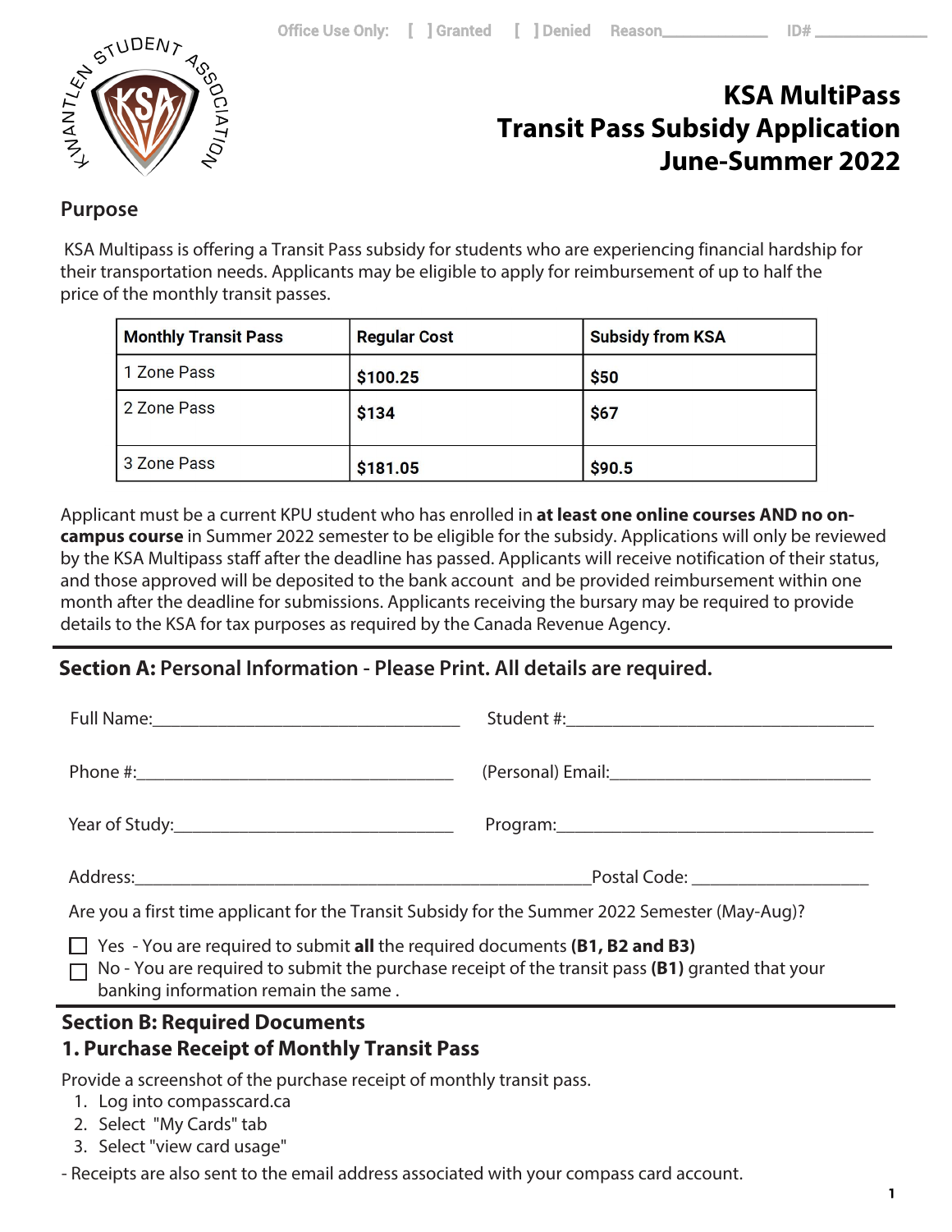Office Use Only: [ ] Granted [ ] Denied Reason\_\_\_\_\_\_\_\_\_\_\_\_ ID# \_\_\_\_\_\_\_\_\_\_\_\_

# KSA MultiPass Transit Pass Subsidy Application June-Summer 2022

## Purpose

KSA Multipass is offering a Transit Pass subsidy for students who are experiencing financial hardship for their transportation needs. Applicants may be eligible to apply for reimbursement of up to half the price of the monthly transit passes.

| Monthly Transit Pass | Regular Cost | Subsidy from KSA |
|---|---|---|
| 1 Zone Pass | **$100.25** | **$50** |
| 2 Zone Pass | **$134** | **$67** |
| 3 Zone Pass | **$181.05** | **$90.5** |

Applicant must be a current KPU student who has enrolled in **at least one online courses AND no on-campus course** in Summer 2022 semester to be eligible for the subsidy. Applications will only be reviewed by the KSA Multipass staff after the deadline has passed. Applicants will receive notification of their status, and those approved will be deposited to the bank account and be provided reimbursement within one month after the deadline for submissions. Applicants receiving the bursary may be required to provide details to the KSA for tax purposes as required by the Canada Revenue Agency.

## Section A: Personal Information - Please Print. All details are required.

Full Name:\_\_\_\_\_\_\_\_\_\_\_\_\_\_\_\_\_\_\_\_\_\_\_\_\_\_\_\_\_\_ Student #:\_\_\_\_\_\_\_\_\_\_\_\_\_\_\_\_\_\_\_\_\_\_\_\_\_\_\_\_\_\_

Phone #:\_\_\_\_\_\_\_\_\_\_\_\_\_\_\_\_\_\_\_\_\_\_\_\_\_\_\_\_\_\_ (Personal) Email:\_\_\_\_\_\_\_\_\_\_\_\_\_\_\_\_\_\_\_\_\_\_\_\_\_\_

Year of Study:\_\_\_\_\_\_\_\_\_\_\_\_\_\_\_\_\_\_\_\_\_\_\_\_\_\_ Program:\_\_\_\_\_\_\_\_\_\_\_\_\_\_\_\_\_\_\_\_\_\_\_\_\_\_\_\_\_\_

Address:\_\_\_\_\_\_\_\_\_\_\_\_\_\_\_\_\_\_\_\_\_\_\_\_\_\_\_\_\_\_\_\_\_\_\_\_\_\_\_\_\_\_\_\_Postal Code: \_\_\_\_\_\_\_\_\_\_\_\_\_\_\_\_

Are you a first time applicant for the Transit Subsidy for the Summer 2022 Semester (May-Aug)?

- ☐ Yes - You are required to submit **all** the required documents **(B1, B2 and B3)**
- ☐ No - You are required to submit the purchase receipt of the transit pass **(B1)** granted that your banking information remain the same .

## Section B: Required Documents

### 1. Purchase Receipt of Monthly Transit Pass

Provide a screenshot of the purchase receipt of monthly transit pass.

1. Log into compasscard.ca
2. Select "My Cards" tab
3. Select "view card usage"

- Receipts are also sent to the email address associated with your compass card account.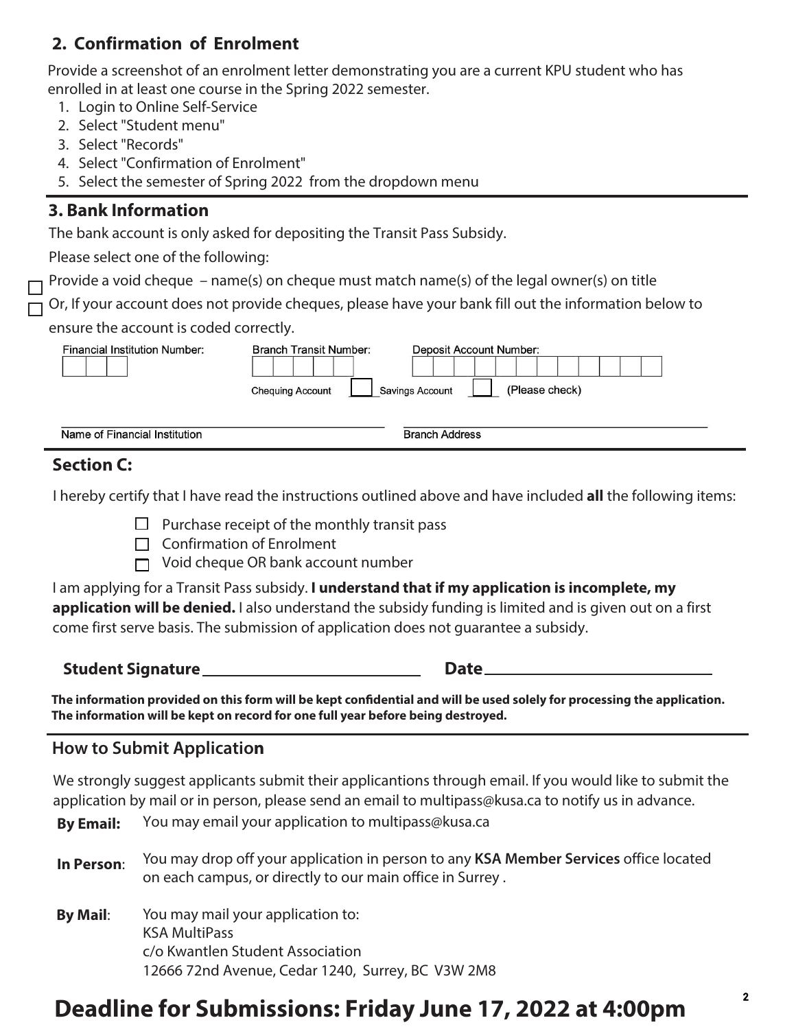## 2. Confirmation of Enrolment

Provide a screenshot of an enrolment letter demonstrating you are a current KPU student who has enrolled in at least one course in the Spring 2022 semester.

1. Login to Online Self-Service
2. Select "Student menu"
3. Select "Records"
4. Select "Confirmation of Enrolment"
5. Select the semester of Spring 2022 from the dropdown menu

## 3. Bank Information

The bank account is only asked for depositing the Transit Pass Subsidy.

Please select one of the following:

☐ Provide a void cheque – name(s) on cheque must match name(s) of the legal owner(s) on title

☐ Or, If your account does not provide cheques, please have your bank fill out the information below to ensure the account is coded correctly.

Financial Institution Number: ☐☐☐

Branch Transit Number: ☐☐☐☐☐

Deposit Account Number: ☐☐☐☐☐☐☐☐☐☐☐☐

Chequing Account ☐ Savings Account ☐ (Please check)

Name of Financial Institution ______________________

Branch Address ______________________

## Section C:

I hereby certify that I have read the instructions outlined above and have included **all** the following items:

- ☐ Purchase receipt of the monthly transit pass
- ☐ Confirmation of Enrolment
- ☐ Void cheque OR bank account number

I am applying for a Transit Pass subsidy. **I understand that if my application is incomplete, my application will be denied.** I also understand the subsidy funding is limited and is given out on a first come first serve basis. The submission of application does not guarantee a subsidy.

**Student Signature** ______________________ **Date** ______________________

**The information provided on this form will be kept confidential and will be used solely for processing the application. The information will be kept on record for one full year before being destroyed.**

## How to Submit Application

We strongly suggest applicants submit their applicantions through email. If you would like to submit the application by mail or in person, please send an email to multipass@kusa.ca to notify us in advance.

**By Email:** You may email your application to multipass@kusa.ca

**In Person**: You may drop off your application in person to any **KSA Member Services** office located on each campus, or directly to our main office in Surrey .

**By Mail**: You may mail your application to:
KSA MultiPass
c/o Kwantlen Student Association
12666 72nd Avenue, Cedar 1240, Surrey, BC V3W 2M8

# Deadline for Submissions: Friday June 17, 2022 at 4:00pm